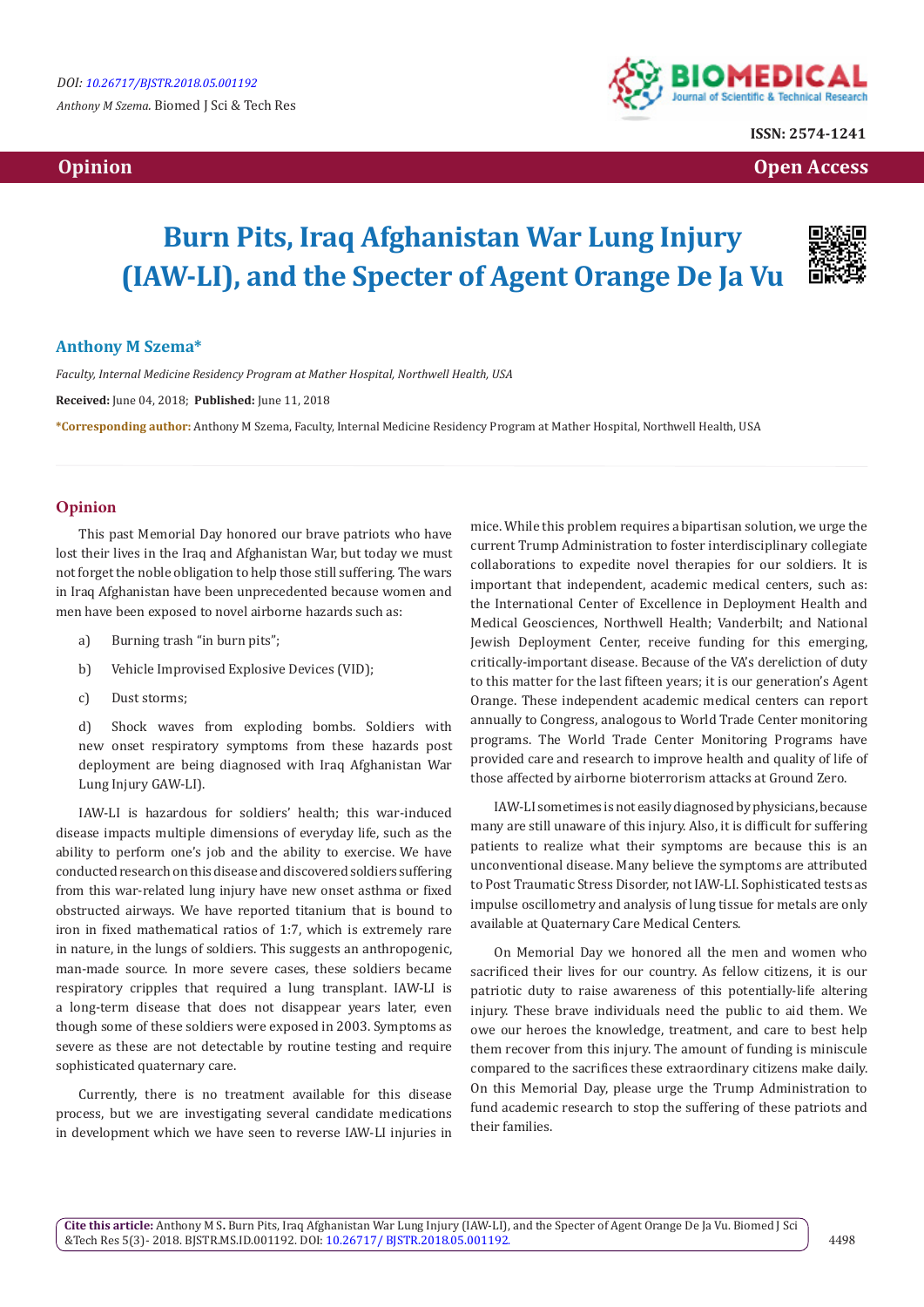DOI: 10.26717/BJSTR.2018.05.001192

*Anthony M Szema.* Biomed J Sci & Tech Res

ISSN: 2574-1241

Opinion

Open Access

# Burn Pits, Iraq Afghanistan War Lung Injury (IAW-LI), and the Specter of Agent Orange De Ja Vu

**Anthony M Szema***

*Faculty, Internal Medicine Residency Program at Mather Hospital, Northwell Health, USA*

**Received:** June 04, 2018; **Published:** June 11, 2018

***Corresponding author:** Anthony M Szema, Faculty, Internal Medicine Residency Program at Mather Hospital, Northwell Health, USA

## Opinion

This past Memorial Day honored our brave patriots who have lost their lives in the Iraq and Afghanistan War, but today we must not forget the noble obligation to help those still suffering. The wars in Iraq Afghanistan have been unprecedented because women and men have been exposed to novel airborne hazards such as:

a) Burning trash "in burn pits";

b) Vehicle Improvised Explosive Devices (VID);

c) Dust storms;

d) Shock waves from exploding bombs. Soldiers with new onset respiratory symptoms from these hazards post deployment are being diagnosed with Iraq Afghanistan War Lung Injury GAW-LI).

IAW-LI is hazardous for soldiers' health; this war-induced disease impacts multiple dimensions of everyday life, such as the ability to perform one's job and the ability to exercise. We have conducted research on this disease and discovered soldiers suffering from this war-related lung injury have new onset asthma or fixed obstructed airways. We have reported titanium that is bound to iron in fixed mathematical ratios of 1:7, which is extremely rare in nature, in the lungs of soldiers. This suggests an anthropogenic, man-made source. In more severe cases, these soldiers became respiratory cripples that required a lung transplant. IAW-LI is a long-term disease that does not disappear years later, even though some of these soldiers were exposed in 2003. Symptoms as severe as these are not detectable by routine testing and require sophisticated quaternary care.

Currently, there is no treatment available for this disease process, but we are investigating several candidate medications in development which we have seen to reverse IAW-LI injuries in mice. While this problem requires a bipartisan solution, we urge the current Trump Administration to foster interdisciplinary collegiate collaborations to expedite novel therapies for our soldiers. It is important that independent, academic medical centers, such as: the International Center of Excellence in Deployment Health and Medical Geosciences, Northwell Health; Vanderbilt; and National Jewish Deployment Center, receive funding for this emerging, critically-important disease. Because of the VA's dereliction of duty to this matter for the last fifteen years; it is our generation's Agent Orange. These independent academic medical centers can report annually to Congress, analogous to World Trade Center monitoring programs. The World Trade Center Monitoring Programs have provided care and research to improve health and quality of life of those affected by airborne bioterrorism attacks at Ground Zero.

IAW-LI sometimes is not easily diagnosed by physicians, because many are still unaware of this injury. Also, it is difficult for suffering patients to realize what their symptoms are because this is an unconventional disease. Many believe the symptoms are attributed to Post Traumatic Stress Disorder, not IAW-LI. Sophisticated tests as impulse oscillometry and analysis of lung tissue for metals are only available at Quaternary Care Medical Centers.

On Memorial Day we honored all the men and women who sacrificed their lives for our country. As fellow citizens, it is our patriotic duty to raise awareness of this potentially-life altering injury. These brave individuals need the public to aid them. We owe our heroes the knowledge, treatment, and care to best help them recover from this injury. The amount of funding is miniscule compared to the sacrifices these extraordinary citizens make daily. On this Memorial Day, please urge the Trump Administration to fund academic research to stop the suffering of these patriots and their families.

**Cite this article:** Anthony M S. Burn Pits, Iraq Afghanistan War Lung Injury (IAW-LI), and the Specter of Agent Orange De Ja Vu. Biomed J Sci &Tech Res 5(3)- 2018. BJSTR.MS.ID.001192. DOI: 10.26717/ BJSTR.2018.05.001192.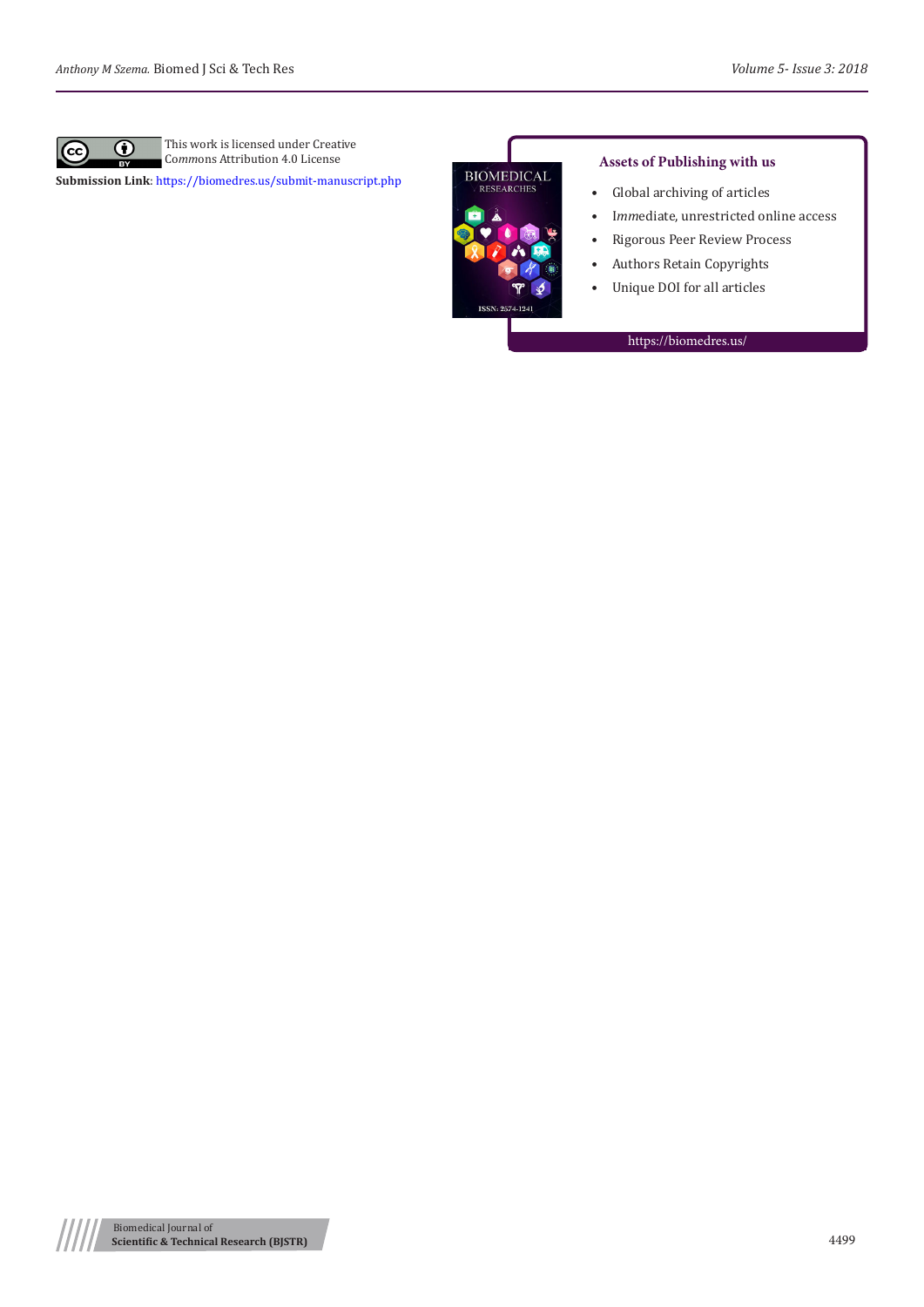This work is licensed under Creative Commons Attribution 4.0 License

**Submission Link**: https://biomedres.us/submit-manuscript.php

### Assets of Publishing with us

- Global archiving of articles
- Immediate, unrestricted online access
- Rigorous Peer Review Process
- Authors Retain Copyrights
- Unique DOI for all articles

https://biomedres.us/